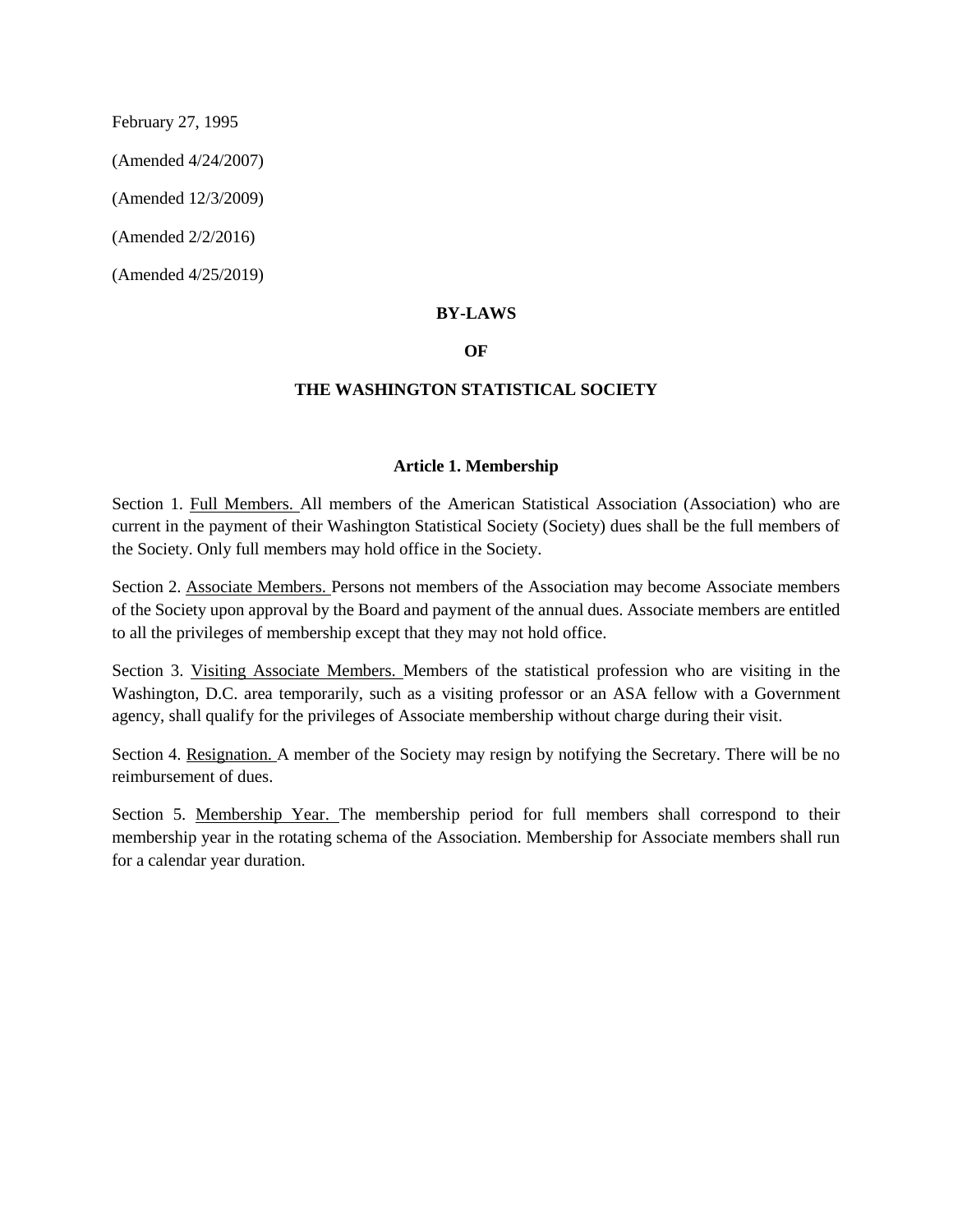February 27, 1995

(Amended 4/24/2007)

(Amended 12/3/2009)

(Amended 2/2/2016)

(Amended 4/25/2019)

# BY-LAWS

# OF

# THE WASHINGTON STATISTICAL SOCIETY

## Article 1. Membership

Section 1. Full Members. All members of the American Statistical Association (Association) who are current in the payment of their Washington Statistical Society (Society) dues shall be the full members of the Society. Only full members may hold office in the Society.

Section 2. Associate Members. Persons not members of the Association may become Associate members of the Society upon approval by the Board and payment of the annual dues. Associate members are entitled to all the privileges of membership except that they may not hold office.

Section 3. Visiting Associate Members. Members of the statistical profession who are visiting in the Washington, D.C. area temporarily, such as a visiting professor or an ASA fellow with a Government agency, shall qualify for the privileges of Associate membership without charge during their visit.

Section 4. Resignation. A member of the Society may resign by notifying the Secretary. There will be no reimbursement of dues.

Section 5. Membership Year. The membership period for full members shall correspond to their membership year in the rotating schema of the Association. Membership for Associate members shall run for a calendar year duration.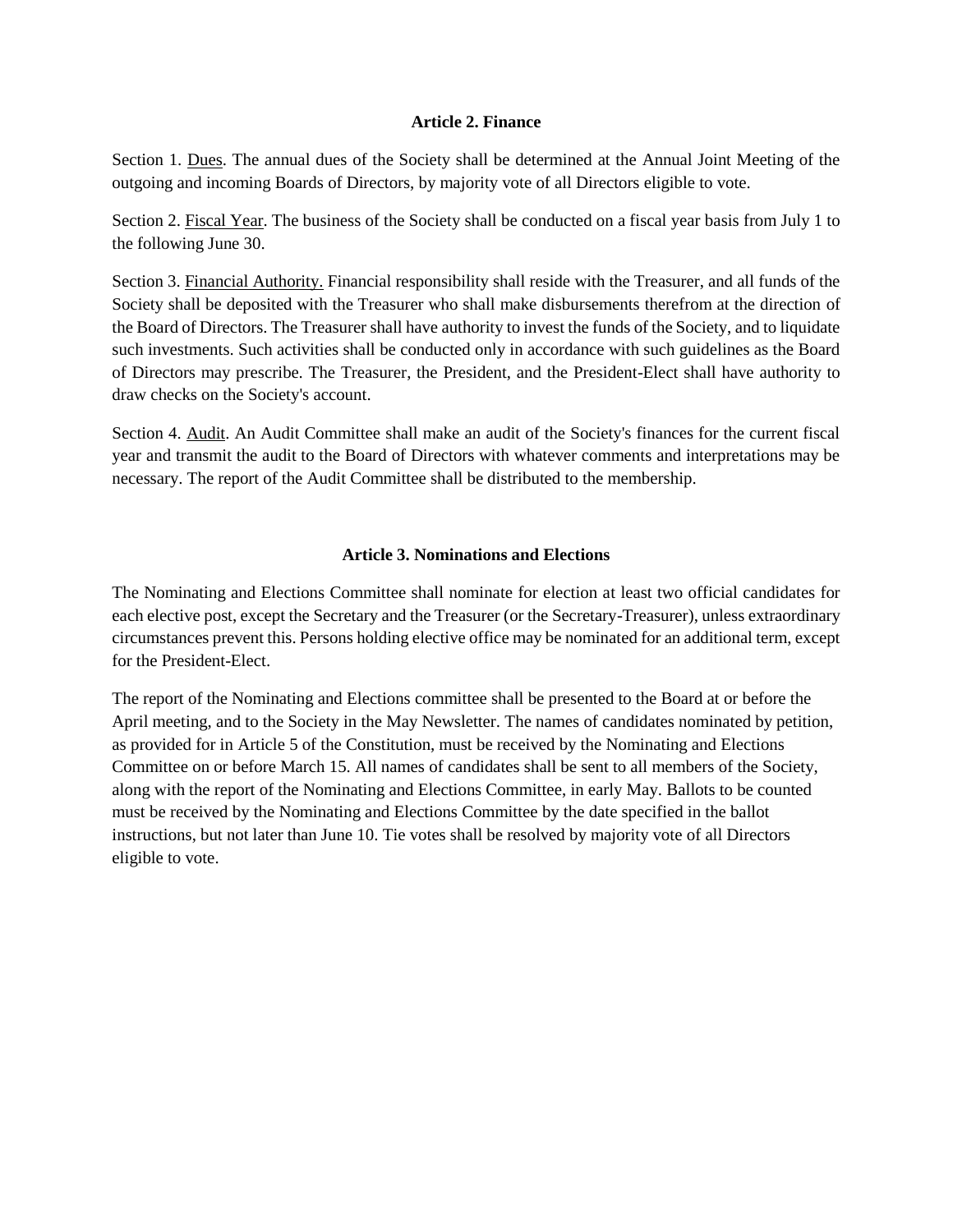## Article 2. Finance

Section 1. Dues. The annual dues of the Society shall be determined at the Annual Joint Meeting of the outgoing and incoming Boards of Directors, by majority vote of all Directors eligible to vote.

Section 2. Fiscal Year. The business of the Society shall be conducted on a fiscal year basis from July 1 to the following June 30.

Section 3. Financial Authority. Financial responsibility shall reside with the Treasurer, and all funds of the Society shall be deposited with the Treasurer who shall make disbursements therefrom at the direction of the Board of Directors. The Treasurer shall have authority to invest the funds of the Society, and to liquidate such investments. Such activities shall be conducted only in accordance with such guidelines as the Board of Directors may prescribe. The Treasurer, the President, and the President-Elect shall have authority to draw checks on the Society's account.

Section 4. Audit. An Audit Committee shall make an audit of the Society's finances for the current fiscal year and transmit the audit to the Board of Directors with whatever comments and interpretations may be necessary. The report of the Audit Committee shall be distributed to the membership.

## Article 3. Nominations and Elections

The Nominating and Elections Committee shall nominate for election at least two official candidates for each elective post, except the Secretary and the Treasurer (or the Secretary-Treasurer), unless extraordinary circumstances prevent this. Persons holding elective office may be nominated for an additional term, except for the President-Elect.

The report of the Nominating and Elections committee shall be presented to the Board at or before the April meeting, and to the Society in the May Newsletter. The names of candidates nominated by petition, as provided for in Article 5 of the Constitution, must be received by the Nominating and Elections Committee on or before March 15. All names of candidates shall be sent to all members of the Society, along with the report of the Nominating and Elections Committee, in early May. Ballots to be counted must be received by the Nominating and Elections Committee by the date specified in the ballot instructions, but not later than June 10. Tie votes shall be resolved by majority vote of all Directors eligible to vote.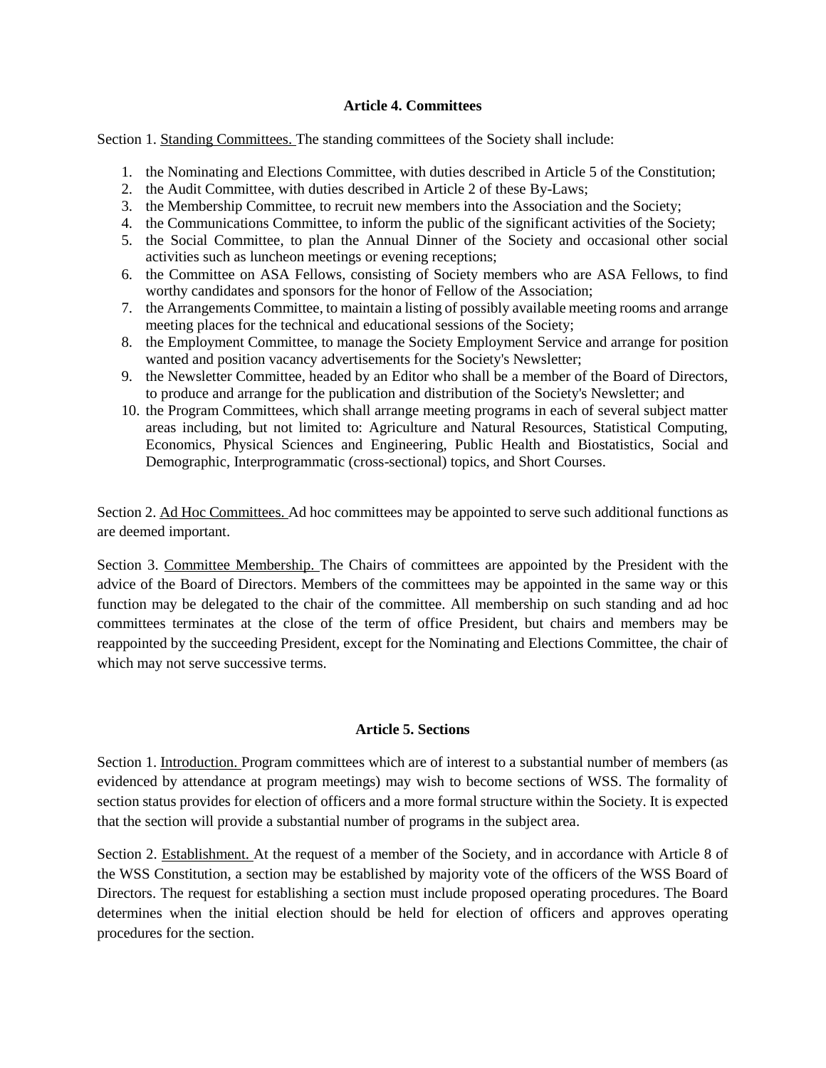### Article 4. Committees

Section 1. Standing Committees. The standing committees of the Society shall include:

1. the Nominating and Elections Committee, with duties described in Article 5 of the Constitution;
2. the Audit Committee, with duties described in Article 2 of these By-Laws;
3. the Membership Committee, to recruit new members into the Association and the Society;
4. the Communications Committee, to inform the public of the significant activities of the Society;
5. the Social Committee, to plan the Annual Dinner of the Society and occasional other social activities such as luncheon meetings or evening receptions;
6. the Committee on ASA Fellows, consisting of Society members who are ASA Fellows, to find worthy candidates and sponsors for the honor of Fellow of the Association;
7. the Arrangements Committee, to maintain a listing of possibly available meeting rooms and arrange meeting places for the technical and educational sessions of the Society;
8. the Employment Committee, to manage the Society Employment Service and arrange for position wanted and position vacancy advertisements for the Society's Newsletter;
9. the Newsletter Committee, headed by an Editor who shall be a member of the Board of Directors, to produce and arrange for the publication and distribution of the Society's Newsletter; and
10. the Program Committees, which shall arrange meeting programs in each of several subject matter areas including, but not limited to: Agriculture and Natural Resources, Statistical Computing, Economics, Physical Sciences and Engineering, Public Health and Biostatistics, Social and Demographic, Interprogrammatic (cross-sectional) topics, and Short Courses.

Section 2. Ad Hoc Committees. Ad hoc committees may be appointed to serve such additional functions as are deemed important.

Section 3. Committee Membership. The Chairs of committees are appointed by the President with the advice of the Board of Directors. Members of the committees may be appointed in the same way or this function may be delegated to the chair of the committee. All membership on such standing and ad hoc committees terminates at the close of the term of office President, but chairs and members may be reappointed by the succeeding President, except for the Nominating and Elections Committee, the chair of which may not serve successive terms.

### Article 5. Sections

Section 1. Introduction. Program committees which are of interest to a substantial number of members (as evidenced by attendance at program meetings) may wish to become sections of WSS. The formality of section status provides for election of officers and a more formal structure within the Society. It is expected that the section will provide a substantial number of programs in the subject area.

Section 2. Establishment. At the request of a member of the Society, and in accordance with Article 8 of the WSS Constitution, a section may be established by majority vote of the officers of the WSS Board of Directors. The request for establishing a section must include proposed operating procedures. The Board determines when the initial election should be held for election of officers and approves operating procedures for the section.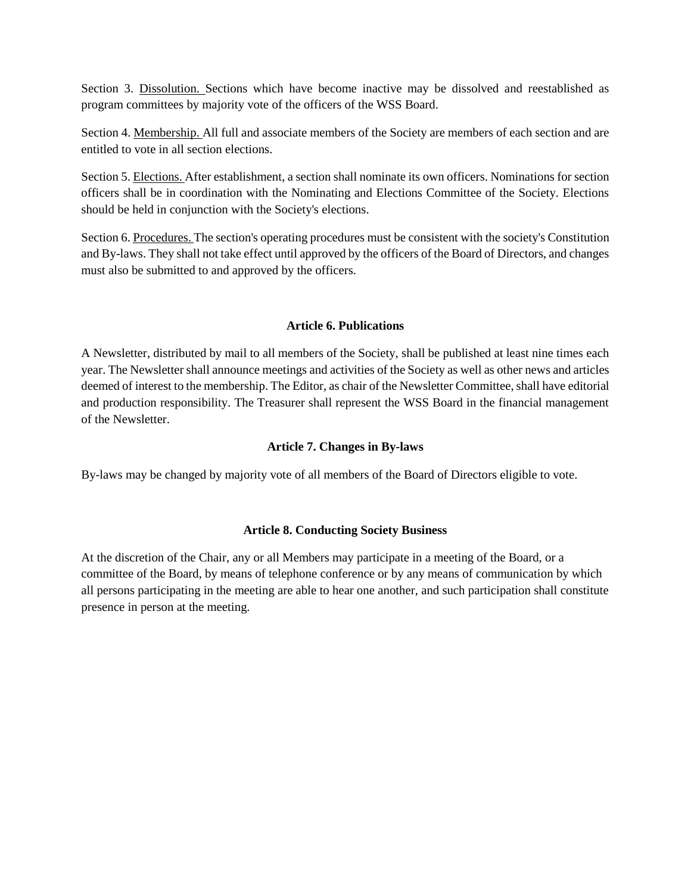Section 3. Dissolution. Sections which have become inactive may be dissolved and reestablished as program committees by majority vote of the officers of the WSS Board.

Section 4. Membership. All full and associate members of the Society are members of each section and are entitled to vote in all section elections.

Section 5. Elections. After establishment, a section shall nominate its own officers. Nominations for section officers shall be in coordination with the Nominating and Elections Committee of the Society. Elections should be held in conjunction with the Society's elections.

Section 6. Procedures. The section's operating procedures must be consistent with the society's Constitution and By-laws. They shall not take effect until approved by the officers of the Board of Directors, and changes must also be submitted to and approved by the officers.

## Article 6. Publications

A Newsletter, distributed by mail to all members of the Society, shall be published at least nine times each year. The Newsletter shall announce meetings and activities of the Society as well as other news and articles deemed of interest to the membership. The Editor, as chair of the Newsletter Committee, shall have editorial and production responsibility. The Treasurer shall represent the WSS Board in the financial management of the Newsletter.

## Article 7. Changes in By-laws

By-laws may be changed by majority vote of all members of the Board of Directors eligible to vote.

## Article 8. Conducting Society Business

At the discretion of the Chair, any or all Members may participate in a meeting of the Board, or a committee of the Board, by means of telephone conference or by any means of communication by which all persons participating in the meeting are able to hear one another, and such participation shall constitute presence in person at the meeting.